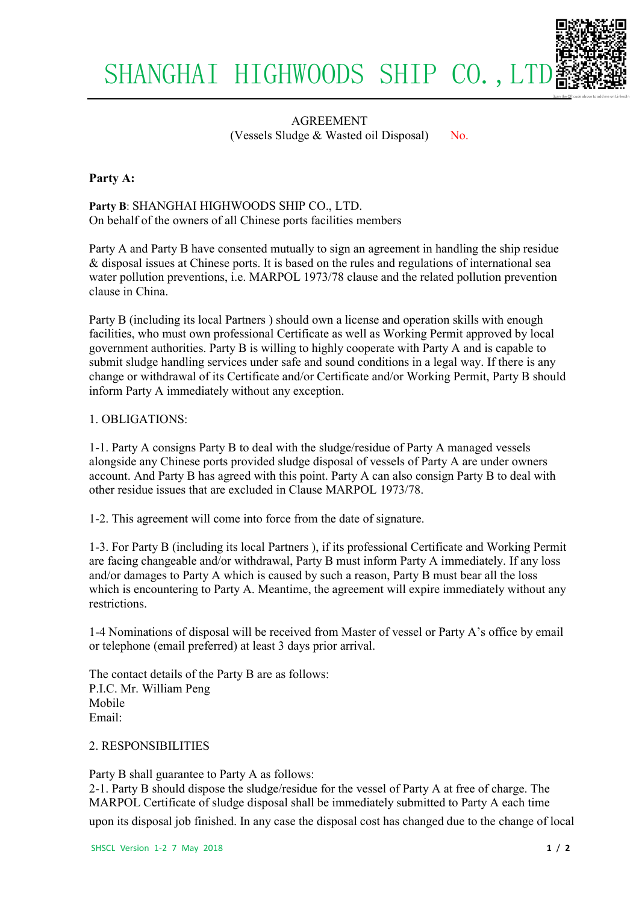# SHANGHAI HIGHWOODS SHIP CO.,LTD

AGREEMENT
(Vessels Sludge & Wasted oil Disposal) No.

**Party A:**

**Party B**: SHANGHAI HIGHWOODS SHIP CO., LTD.
On behalf of the owners of all Chinese ports facilities members

Party A and Party B have consented mutually to sign an agreement in handling the ship residue & disposal issues at Chinese ports. It is based on the rules and regulations of international sea water pollution preventions, i.e. MARPOL 1973/78 clause and the related pollution prevention clause in China.

Party B (including its local Partners ) should own a license and operation skills with enough facilities, who must own professional Certificate as well as Working Permit approved by local government authorities. Party B is willing to highly cooperate with Party A and is capable to submit sludge handling services under safe and sound conditions in a legal way. If there is any change or withdrawal of its Certificate and/or Certificate and/or Working Permit, Party B should inform Party A immediately without any exception.

1. OBLIGATIONS:

1-1. Party A consigns Party B to deal with the sludge/residue of Party A managed vessels alongside any Chinese ports provided sludge disposal of vessels of Party A are under owners account. And Party B has agreed with this point. Party A can also consign Party B to deal with other residue issues that are excluded in Clause MARPOL 1973/78.

1-2. This agreement will come into force from the date of signature.

1-3. For Party B (including its local Partners ), if its professional Certificate and Working Permit are facing changeable and/or withdrawal, Party B must inform Party A immediately. If any loss and/or damages to Party A which is caused by such a reason, Party B must bear all the loss which is encountering to Party A. Meantime, the agreement will expire immediately without any restrictions.

1-4 Nominations of disposal will be received from Master of vessel or Party A's office by email or telephone (email preferred) at least 3 days prior arrival.

The contact details of the Party B are as follows:
P.I.C. Mr. William Peng
Mobile
Email:

2. RESPONSIBILITIES

Party B shall guarantee to Party A as follows:
2-1. Party B should dispose the sludge/residue for the vessel of Party A at free of charge. The MARPOL Certificate of sludge disposal shall be immediately submitted to Party A each time upon its disposal job finished. In any case the disposal cost has changed due to the change of local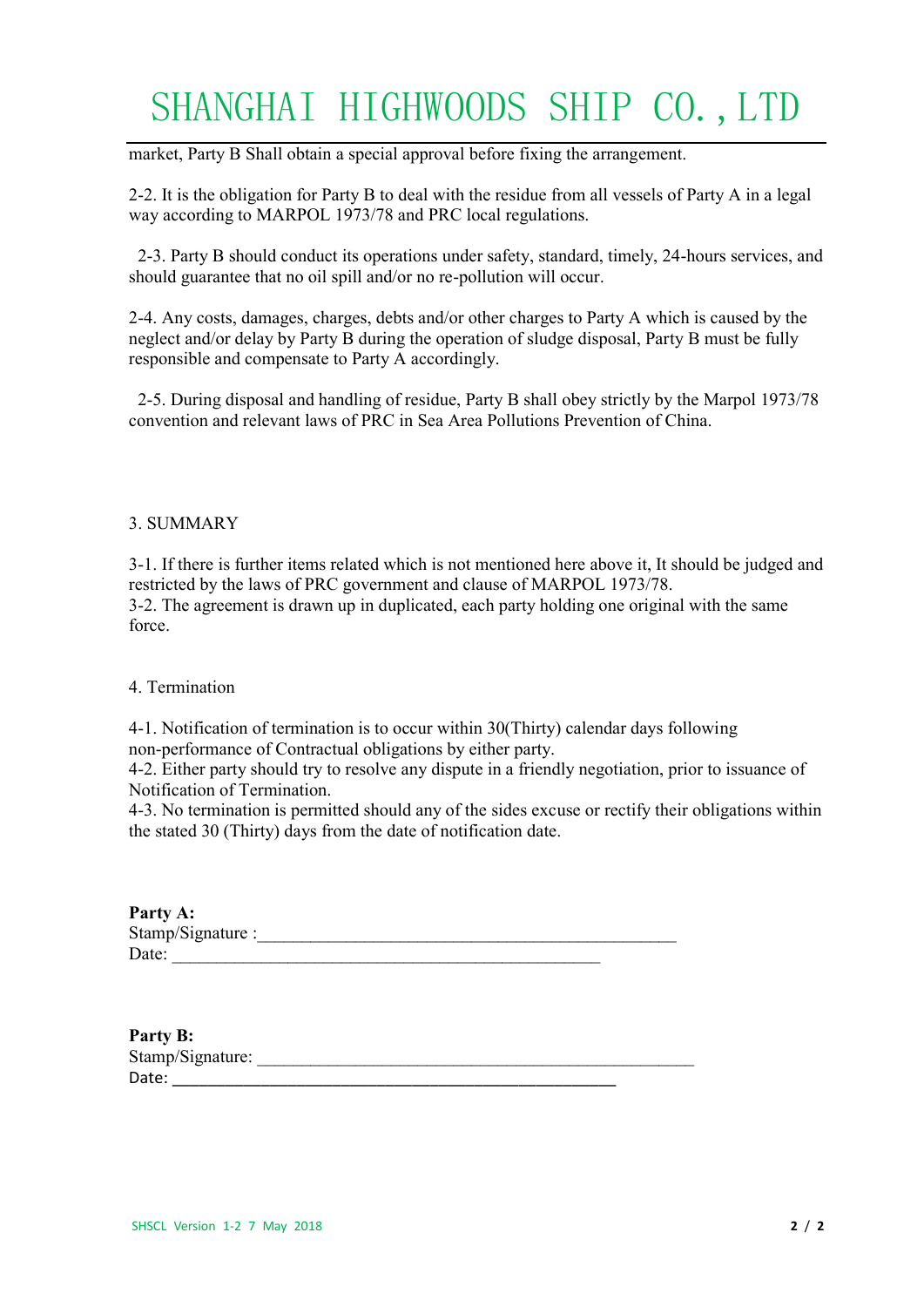market, Party B Shall obtain a special approval before fixing the arrangement.

2-2. It is the obligation for Party B to deal with the residue from all vessels of Party A in a legal way according to MARPOL 1973/78 and PRC local regulations.

2-3. Party B should conduct its operations under safety, standard, timely, 24-hours services, and should guarantee that no oil spill and/or no re-pollution will occur.

2-4. Any costs, damages, charges, debts and/or other charges to Party A which is caused by the neglect and/or delay by Party B during the operation of sludge disposal, Party B must be fully responsible and compensate to Party A accordingly.

2-5. During disposal and handling of residue, Party B shall obey strictly by the Marpol 1973/78 convention and relevant laws of PRC in Sea Area Pollutions Prevention of China.

3. SUMMARY

3-1. If there is further items related which is not mentioned here above it, It should be judged and restricted by the laws of PRC government and clause of MARPOL 1973/78.
3-2. The agreement is drawn up in duplicated, each party holding one original with the same force.

4. Termination

4-1. Notification of termination is to occur within 30(Thirty) calendar days following non-performance of Contractual obligations by either party.
4-2. Either party should try to resolve any dispute in a friendly negotiation, prior to issuance of Notification of Termination.
4-3. No termination is permitted should any of the sides excuse or rectify their obligations within the stated 30 (Thirty) days from the date of notification date.

**Party A:**
Stamp/Signature :\_\_\_\_\_\_\_\_\_\_\_\_\_\_\_\_\_\_\_\_\_\_\_\_\_\_\_\_\_\_\_\_\_\_\_\_\_\_\_\_\_\_\_\_\_\_\_
Date: \_\_\_\_\_\_\_\_\_\_\_\_\_\_\_\_\_\_\_\_\_\_\_\_\_\_\_\_\_\_\_\_\_\_\_\_\_\_\_\_\_\_\_\_\_\_\_\_\_

**Party B:**
Stamp/Signature: \_\_\_\_\_\_\_\_\_\_\_\_\_\_\_\_\_\_\_\_\_\_\_\_\_\_\_\_\_\_\_\_\_\_\_\_\_\_\_\_\_\_\_\_\_\_\_\_\_
Date: \_\_\_\_\_\_\_\_\_\_\_\_\_\_\_\_\_\_\_\_\_\_\_\_\_\_\_\_\_\_\_\_\_\_\_\_\_\_\_\_\_\_\_\_\_\_\_\_\_